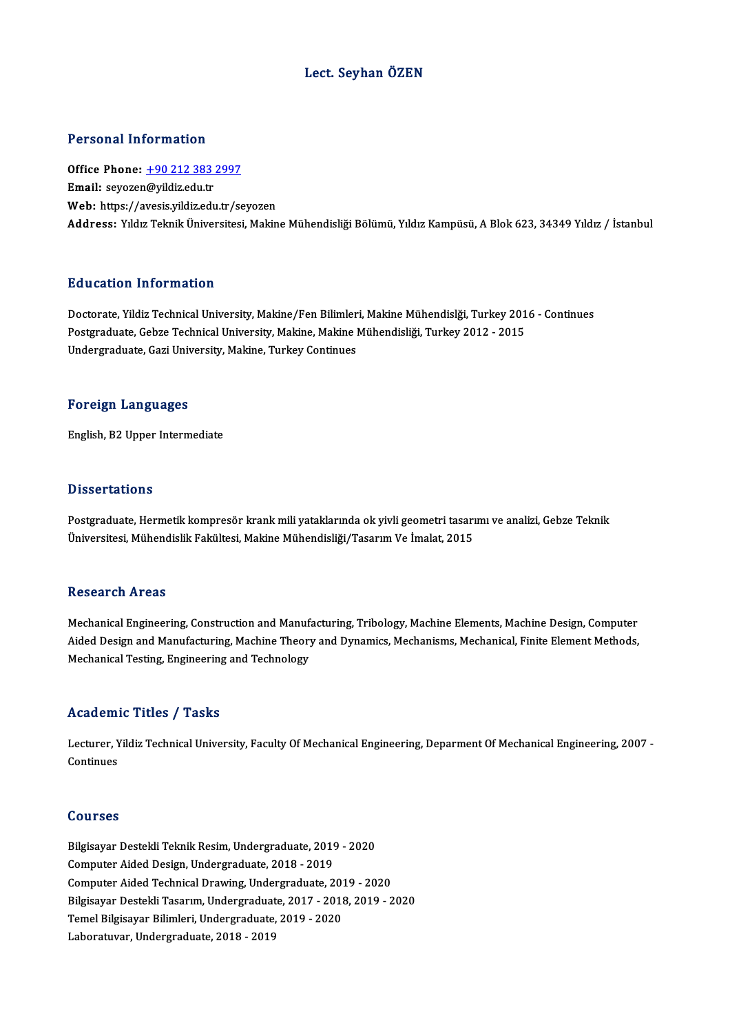# Lect. Seyhan ÖZEN

## Personal Information

**Office Phone:** +90 212 383 2997
**Email:** seyozen@yildiz.edu.tr
**Web:** https://avesis.yildiz.edu.tr/seyozen
**Address:** Yıldız Teknik Üniversitesi, Makine Mühendisliği Bölümü, Yıldız Kampüsü, A Blok 623, 34349 Yıldız / İstanbul

## Education Information

Doctorate, Yildiz Technical University, Makine/Fen Bilimleri, Makine Mühendislği, Turkey 2016 - Continues
Postgraduate, Gebze Technical University, Makine, Makine Mühendisliği, Turkey 2012 - 2015
Undergraduate, Gazi University, Makine, Turkey Continues

## Foreign Languages

English, B2 Upper Intermediate

## Dissertations

Postgraduate, Hermetik kompresör krank mili yataklarında ok yivli geometri tasarımı ve analizi, Gebze Teknik Üniversitesi, Mühendislik Fakültesi, Makine Mühendisliği/Tasarım Ve İmalat, 2015

## Research Areas

Mechanical Engineering, Construction and Manufacturing, Tribology, Machine Elements, Machine Design, Computer Aided Design and Manufacturing, Machine Theory and Dynamics, Mechanisms, Mechanical, Finite Element Methods, Mechanical Testing, Engineering and Technology

## Academic Titles / Tasks

Lecturer, Yildiz Technical University, Faculty Of Mechanical Engineering, Deparment Of Mechanical Engineering, 2007 - Continues

## Courses

Bilgisayar Destekli Teknik Resim, Undergraduate, 2019 - 2020
Computer Aided Design, Undergraduate, 2018 - 2019
Computer Aided Technical Drawing, Undergraduate, 2019 - 2020
Bilgisayar Destekli Tasarım, Undergraduate, 2017 - 2018, 2019 - 2020
Temel Bilgisayar Bilimleri, Undergraduate, 2019 - 2020
Laboratuvar, Undergraduate, 2018 - 2019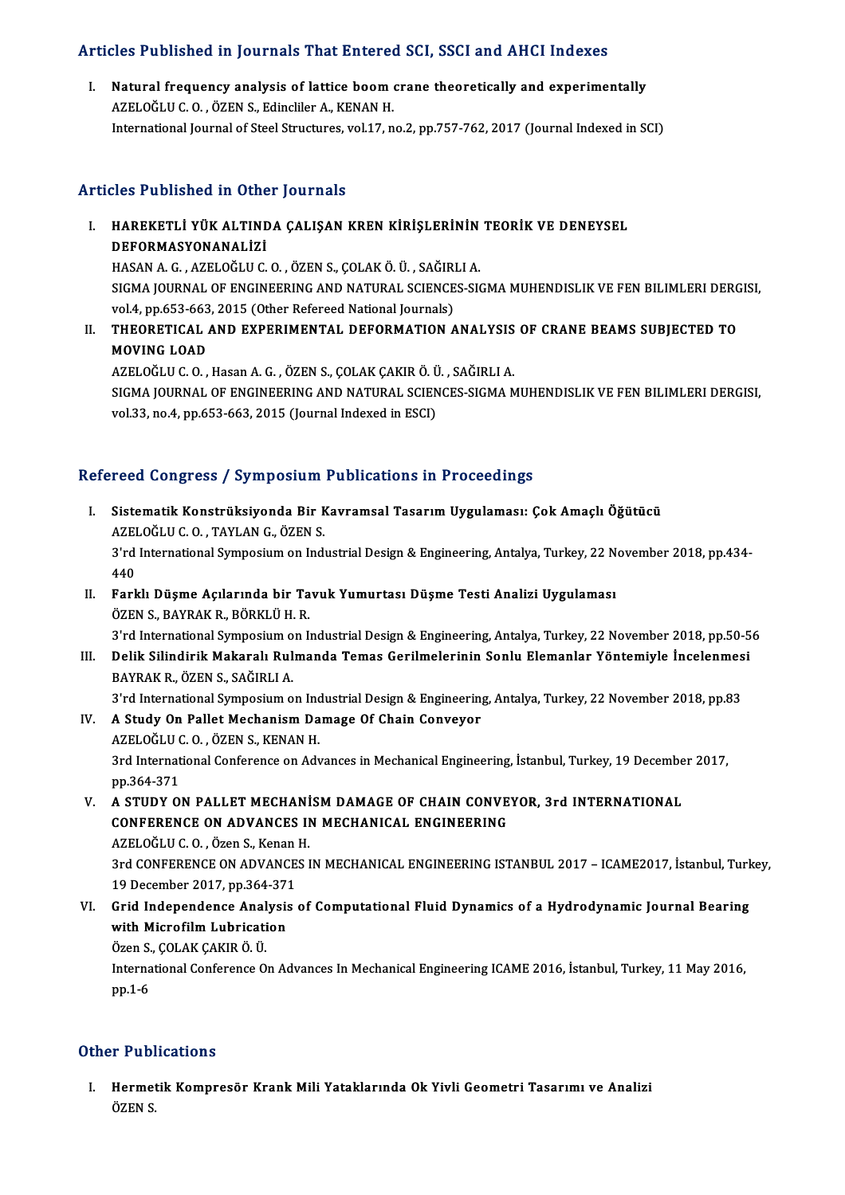## Articles Published in Journals That Entered SCI, SSCI and AHCI Indexes

I. **Natural frequency analysis of lattice boom crane theoretically and experimentally**
AZELOĞLU C. O. , ÖZEN S., Edincliler A., KENAN H.
International Journal of Steel Structures, vol.17, no.2, pp.757-762, 2017 (Journal Indexed in SCI)

## Articles Published in Other Journals

I. **HAREKETLİ YÜK ALTINDA ÇALIŞAN KREN KİRİŞLERİNİN TEORİK VE DENEYSEL DEFORMASYONANALİZİ**
HASAN A. G. , AZELOĞLU C. O. , ÖZEN S., ÇOLAK Ö. Ü. , SAĞIRLI A.
SIGMA JOURNAL OF ENGINEERING AND NATURAL SCIENCES-SIGMA MUHENDISLIK VE FEN BILIMLERI DERGISI, vol.4, pp.653-663, 2015 (Other Refereed National Journals)

II. **THEORETICAL AND EXPERIMENTAL DEFORMATION ANALYSIS OF CRANE BEAMS SUBJECTED TO MOVING LOAD**
AZELOĞLU C. O. , Hasan A. G. , ÖZEN S., ÇOLAK ÇAKIR Ö. Ü. , SAĞIRLI A.
SIGMA JOURNAL OF ENGINEERING AND NATURAL SCIENCES-SIGMA MUHENDISLIK VE FEN BILIMLERI DERGISI, vol.33, no.4, pp.653-663, 2015 (Journal Indexed in ESCI)

## Refereed Congress / Symposium Publications in Proceedings

I. **Sistematik Konstrüksiyonda Bir Kavramsal Tasarım Uygulaması: Çok Amaçlı Öğütücü**
AZELOĞLU C. O. , TAYLAN G., ÖZEN S.
3'rd International Symposium on Industrial Design & Engineering, Antalya, Turkey, 22 November 2018, pp.434-440

II. **Farklı Düşme Açılarında bir Tavuk Yumurtası Düşme Testi Analizi Uygulaması**
ÖZEN S., BAYRAK R., BÖRKLÜ H. R.
3'rd International Symposium on Industrial Design & Engineering, Antalya, Turkey, 22 November 2018, pp.50-56

III. **Delik Silindirik Makaralı Rulmanda Temas Gerilmelerinin Sonlu Elemanlar Yöntemiyle İncelenmesi**
BAYRAK R., ÖZEN S., SAĞIRLI A.
3'rd International Symposium on Industrial Design & Engineering, Antalya, Turkey, 22 November 2018, pp.83

IV. **A Study On Pallet Mechanism Damage Of Chain Conveyor**
AZELOĞLU C. O. , ÖZEN S., KENAN H.
3rd International Conference on Advances in Mechanical Engineering, İstanbul, Turkey, 19 December 2017, pp.364-371

V. **A STUDY ON PALLET MECHANİSM DAMAGE OF CHAIN CONVEYOR, 3rd INTERNATIONAL CONFERENCE ON ADVANCES IN MECHANICAL ENGINEERING**
AZELOĞLU C. O. , Özen S., Kenan H.
3rd CONFERENCE ON ADVANCES IN MECHANICAL ENGINEERING ISTANBUL 2017 – ICAME2017, İstanbul, Turkey, 19 December 2017, pp.364-371

VI. **Grid Independence Analysis of Computational Fluid Dynamics of a Hydrodynamic Journal Bearing with Microfilm Lubrication**
Özen S., ÇOLAK ÇAKIR Ö. Ü.
International Conference On Advances In Mechanical Engineering ICAME 2016, İstanbul, Turkey, 11 May 2016, pp.1-6

## Other Publications

I. **Hermetik Kompresör Krank Mili Yataklarında Ok Yivli Geometri Tasarımı ve Analizi**
ÖZEN S.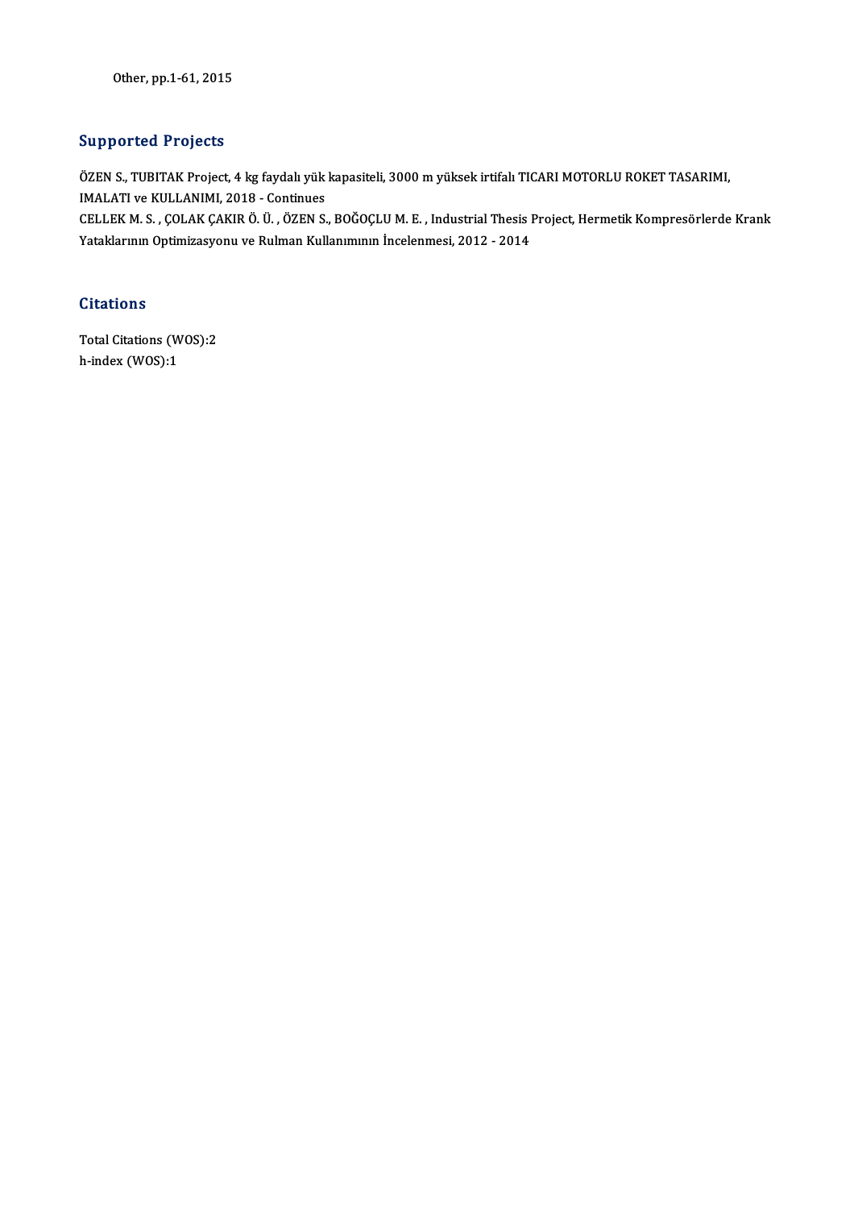Other, pp.1-61, 2015

## Supported Projects

ÖZEN S., TUBITAK Project, 4 kg faydalı yük kapasiteli, 3000 m yüksek irtifalı TICARI MOTORLU ROKET TASARIMI, IMALATI ve KULLANIMI, 2018 - Continues

CELLEK M. S. , ÇOLAK ÇAKIR Ö. Ü. , ÖZEN S., BOĞOÇLU M. E. , Industrial Thesis Project, Hermetik Kompresörlerde Krank Yataklarının Optimizasyonu ve Rulman Kullanımının İncelenmesi, 2012 - 2014

## Citations

Total Citations (WOS):2

h-index (WOS):1